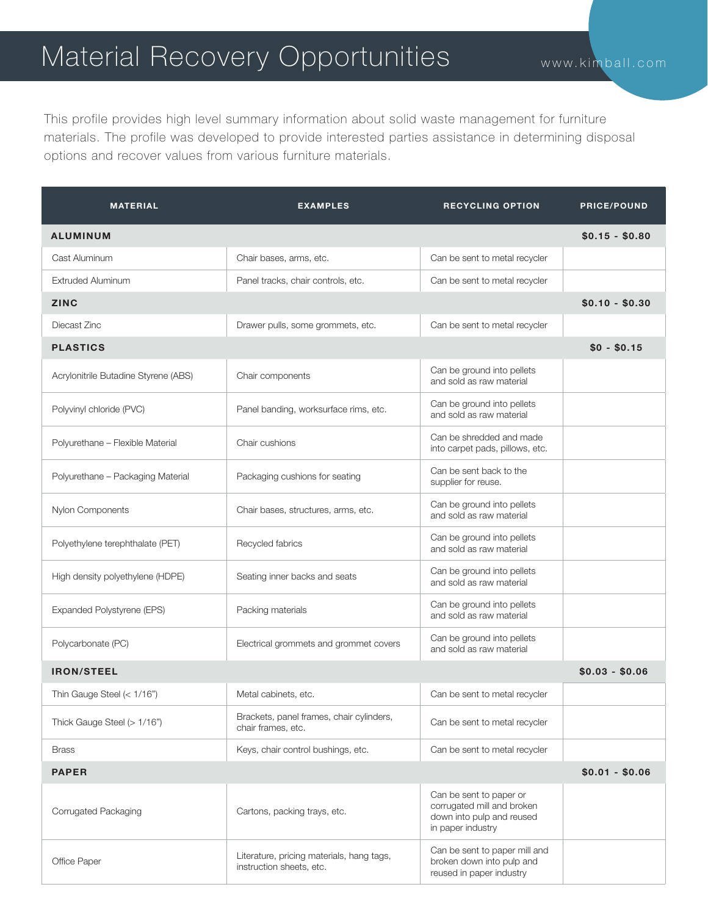# Material Recovery Opportunities

www.kimball.com

This profile provides high level summary information about solid waste management for furniture materials. The profile was developed to provide interested parties assistance in determining disposal options and recover values from various furniture materials.

| MATERIAL | EXAMPLES | RECYCLING OPTION | PRICE/POUND |
|---|---|---|---|
| **ALUMINUM** | | | **$0.15 - $0.80** |
| Cast Aluminum | Chair bases, arms, etc. | Can be sent to metal recycler | |
| Extruded Aluminum | Panel tracks, chair controls, etc. | Can be sent to metal recycler | |
| **ZINC** | | | **$0.10 - $0.30** |
| Diecast Zinc | Drawer pulls, some grommets, etc. | Can be sent to metal recycler | |
| **PLASTICS** | | | **$0 - $0.15** |
| Acrylonitrile Butadine Styrene (ABS) | Chair components | Can be ground into pellets and sold as raw material | |
| Polyvinyl chloride (PVC) | Panel banding, worksurface rims, etc. | Can be ground into pellets and sold as raw material | |
| Polyurethane – Flexible Material | Chair cushions | Can be shredded and made into carpet pads, pillows, etc. | |
| Polyurethane – Packaging Material | Packaging cushions for seating | Can be sent back to the supplier for reuse. | |
| Nylon Components | Chair bases, structures, arms, etc. | Can be ground into pellets and sold as raw material | |
| Polyethylene terephthalate (PET) | Recycled fabrics | Can be ground into pellets and sold as raw material | |
| High density polyethylene (HDPE) | Seating inner backs and seats | Can be ground into pellets and sold as raw material | |
| Expanded Polystyrene (EPS) | Packing materials | Can be ground into pellets and sold as raw material | |
| Polycarbonate (PC) | Electrical grommets and grommet covers | Can be ground into pellets and sold as raw material | |
| **IRON/STEEL** | | | **$0.03 - $0.06** |
| Thin Gauge Steel (< 1/16") | Metal cabinets, etc. | Can be sent to metal recycler | |
| Thick Gauge Steel (> 1/16") | Brackets, panel frames, chair cylinders, chair frames, etc. | Can be sent to metal recycler | |
| Brass | Keys, chair control bushings, etc. | Can be sent to metal recycler | |
| **PAPER** | | | **$0.01 - $0.06** |
| Corrugated Packaging | Cartons, packing trays, etc. | Can be sent to paper or corrugated mill and broken down into pulp and reused in paper industry | |
| Office Paper | Literature, pricing materials, hang tags, instruction sheets, etc. | Can be sent to paper mill and broken down into pulp and reused in paper industry | |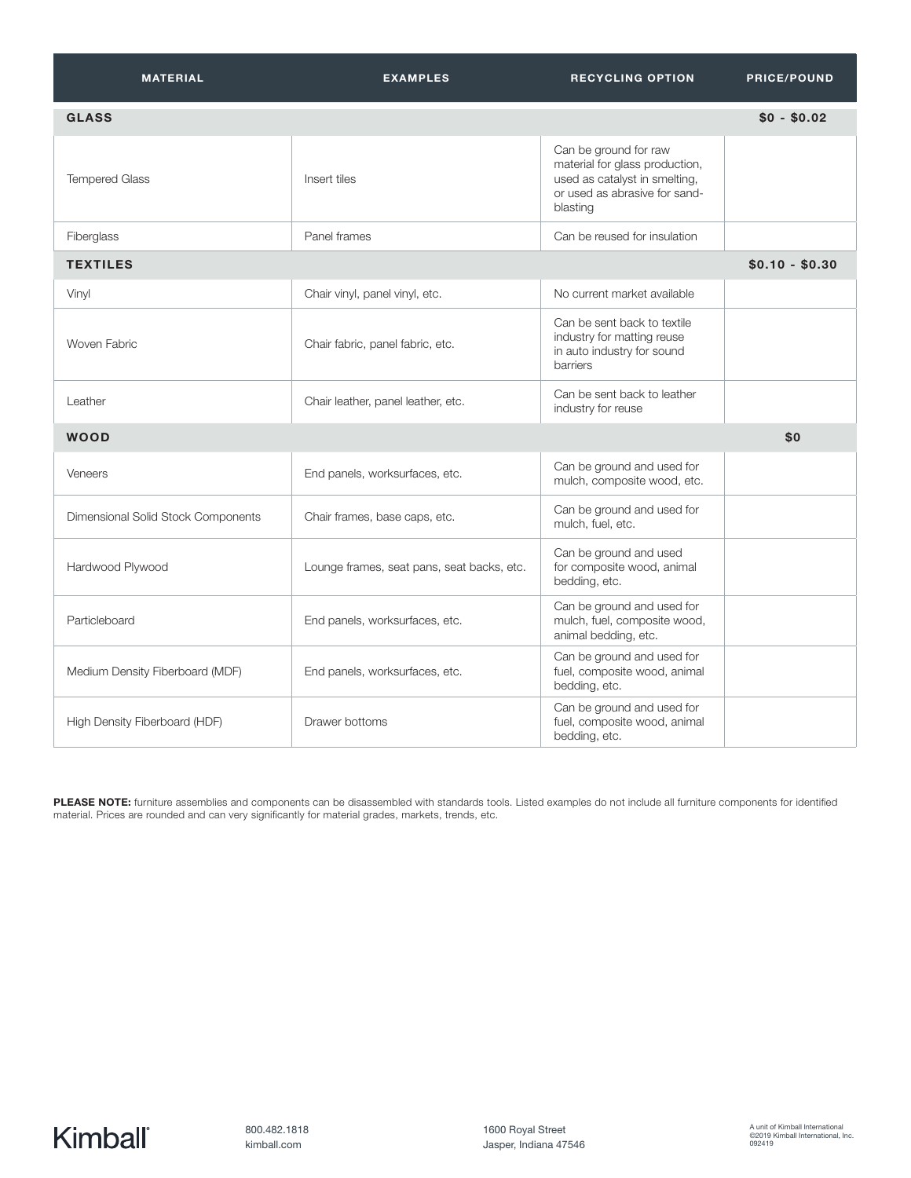| MATERIAL | EXAMPLES | RECYCLING OPTION | PRICE/POUND |
|---|---|---|---|
| **GLASS** | | | **$0 - $0.02** |
| Tempered Glass | Insert tiles | Can be ground for raw material for glass production, used as catalyst in smelting, or used as abrasive for sand-blasting | |
| Fiberglass | Panel frames | Can be reused for insulation | |
| **TEXTILES** | | | **$0.10 - $0.30** |
| Vinyl | Chair vinyl, panel vinyl, etc. | No current market available | |
| Woven Fabric | Chair fabric, panel fabric, etc. | Can be sent back to textile industry for matting reuse in auto industry for sound barriers | |
| Leather | Chair leather, panel leather, etc. | Can be sent back to leather industry for reuse | |
| **WOOD** | | | **$0** |
| Veneers | End panels, worksurfaces, etc. | Can be ground and used for mulch, composite wood, etc. | |
| Dimensional Solid Stock Components | Chair frames, base caps, etc. | Can be ground and used for mulch, fuel, etc. | |
| Hardwood Plywood | Lounge frames, seat pans, seat backs, etc. | Can be ground and used for composite wood, animal bedding, etc. | |
| Particleboard | End panels, worksurfaces, etc. | Can be ground and used for mulch, fuel, composite wood, animal bedding, etc. | |
| Medium Density Fiberboard (MDF) | End panels, worksurfaces, etc. | Can be ground and used for fuel, composite wood, animal bedding, etc. | |
| High Density Fiberboard (HDF) | Drawer bottoms | Can be ground and used for fuel, composite wood, animal bedding, etc. | |

**PLEASE NOTE:** furniture assemblies and components can be disassembled with standards tools. Listed examples do not include all furniture components for identified material. Prices are rounded and can very significantly for material grades, markets, trends, etc.

Kimball®

800.482.1818
kimball.com

1600 Royal Street
Jasper, Indiana 47546

A unit of Kimball International
©2019 Kimball International, Inc.
092419